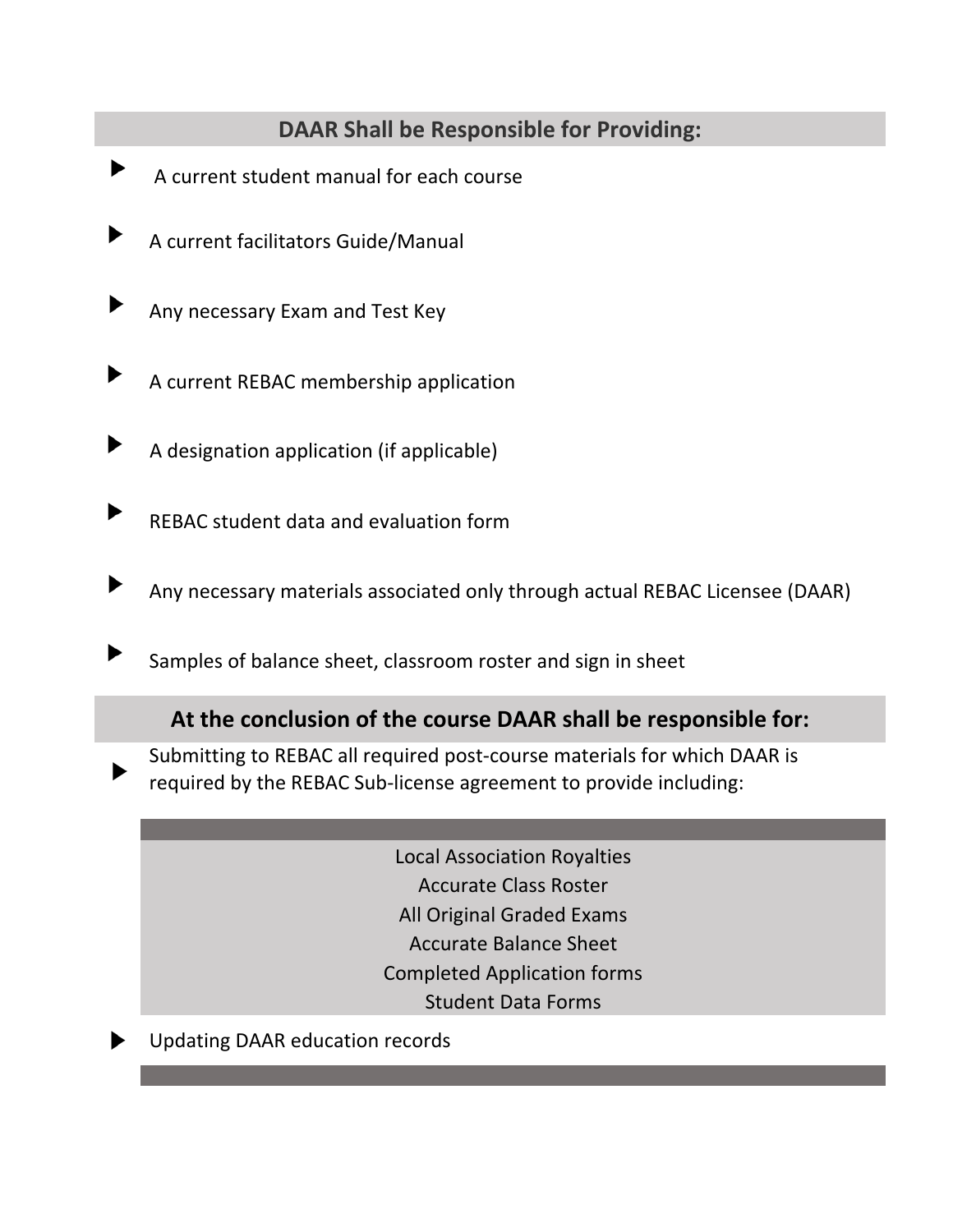## DAAR Shall be Responsible for Providing:

- A current student manual for each course
- A current facilitators Guide/Manual
- Any necessary Exam and Test Key
- A current REBAC membership application
- A designation application (if applicable)
- REBAC student data and evaluation form
- Any necessary materials associated only through actual REBAC Licensee (DAAR)
- Samples of balance sheet, classroom roster and sign in sheet

## At the conclusion of the course DAAR shall be responsible for:

- Submitting to REBAC all required post-course materials for which DAAR is required by the REBAC Sub-license agreement to provide including:

  Local Association Royalties
  Accurate Class Roster
  All Original Graded Exams
  Accurate Balance Sheet
  Completed Application forms
  Student Data Forms

- Updating DAAR education records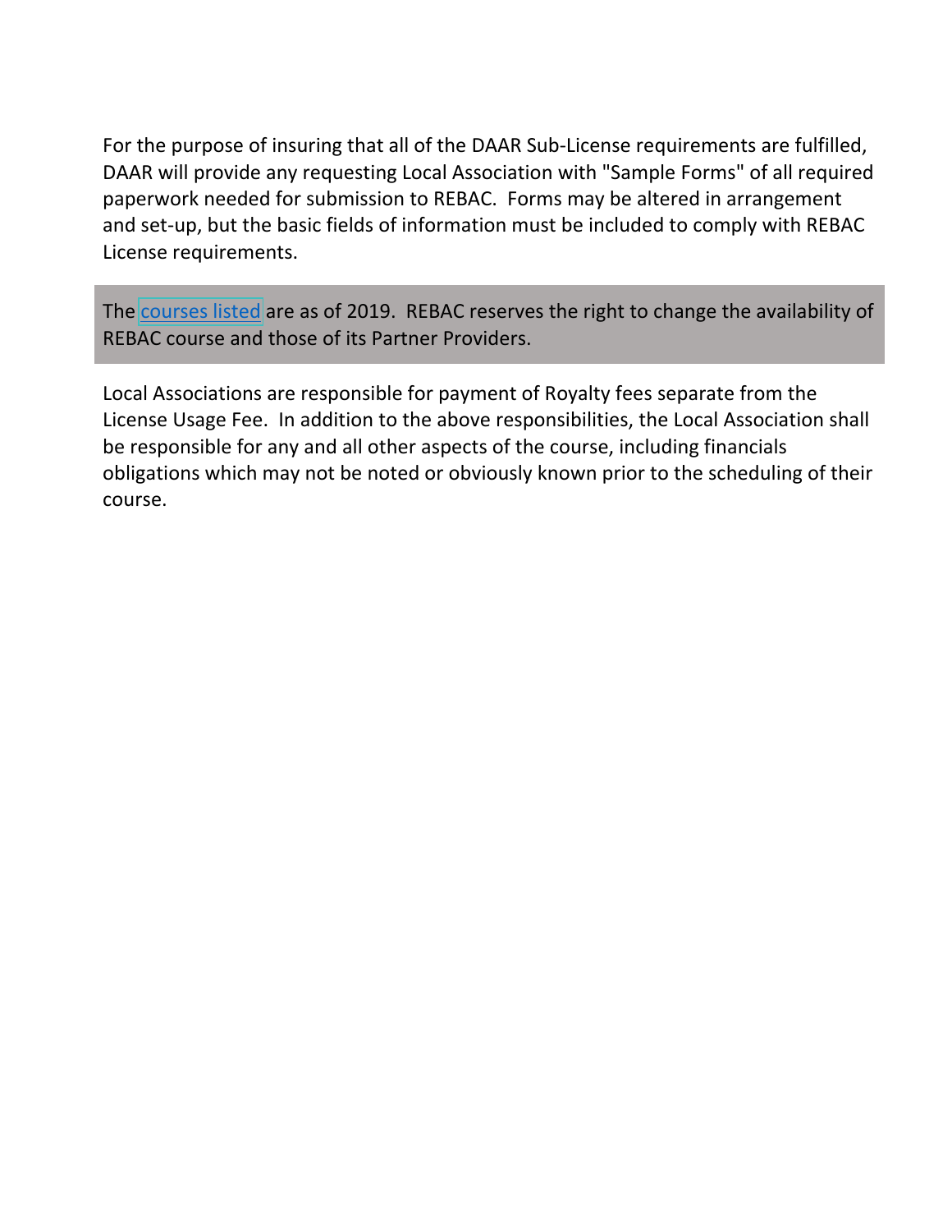For the purpose of insuring that all of the DAAR Sub-License requirements are fulfilled, DAAR will provide any requesting Local Association with "Sample Forms" of all required paperwork needed for submission to REBAC. Forms may be altered in arrangement and set-up, but the basic fields of information must be included to comply with REBAC License requirements.

The courses listed are as of 2019. REBAC reserves the right to change the availability of REBAC course and those of its Partner Providers.

Local Associations are responsible for payment of Royalty fees separate from the License Usage Fee. In addition to the above responsibilities, the Local Association shall be responsible for any and all other aspects of the course, including financials obligations which may not be noted or obviously known prior to the scheduling of their course.